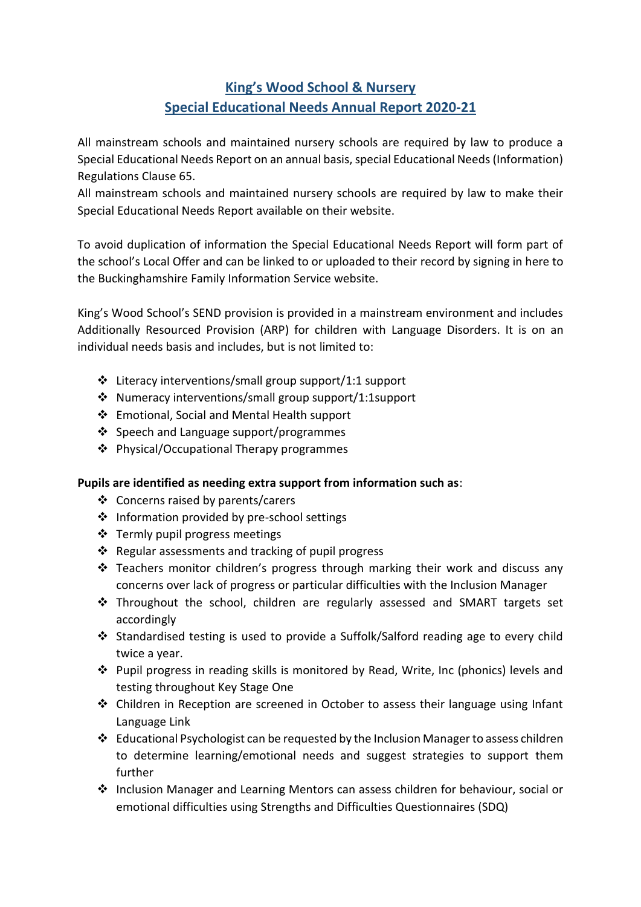# King's Wood School & Nursery
## Special Educational Needs Annual Report 2020-21

All mainstream schools and maintained nursery schools are required by law to produce a Special Educational Needs Report on an annual basis, special Educational Needs (Information) Regulations Clause 65.
All mainstream schools and maintained nursery schools are required by law to make their Special Educational Needs Report available on their website.

To avoid duplication of information the Special Educational Needs Report will form part of the school's Local Offer and can be linked to or uploaded to their record by signing in here to the Buckinghamshire Family Information Service website.

King's Wood School's SEND provision is provided in a mainstream environment and includes Additionally Resourced Provision (ARP) for children with Language Disorders. It is on an individual needs basis and includes, but is not limited to:

- Literacy interventions/small group support/1:1 support
- Numeracy interventions/small group support/1:1support
- Emotional, Social and Mental Health support
- Speech and Language support/programmes
- Physical/Occupational Therapy programmes

**Pupils are identified as needing extra support from information such as**:

- Concerns raised by parents/carers
- Information provided by pre-school settings
- Termly pupil progress meetings
- Regular assessments and tracking of pupil progress
- Teachers monitor children's progress through marking their work and discuss any concerns over lack of progress or particular difficulties with the Inclusion Manager
- Throughout the school, children are regularly assessed and SMART targets set accordingly
- Standardised testing is used to provide a Suffolk/Salford reading age to every child twice a year.
- Pupil progress in reading skills is monitored by Read, Write, Inc (phonics) levels and testing throughout Key Stage One
- Children in Reception are screened in October to assess their language using Infant Language Link
- Educational Psychologist can be requested by the Inclusion Manager to assess children to determine learning/emotional needs and suggest strategies to support them further
- Inclusion Manager and Learning Mentors can assess children for behaviour, social or emotional difficulties using Strengths and Difficulties Questionnaires (SDQ)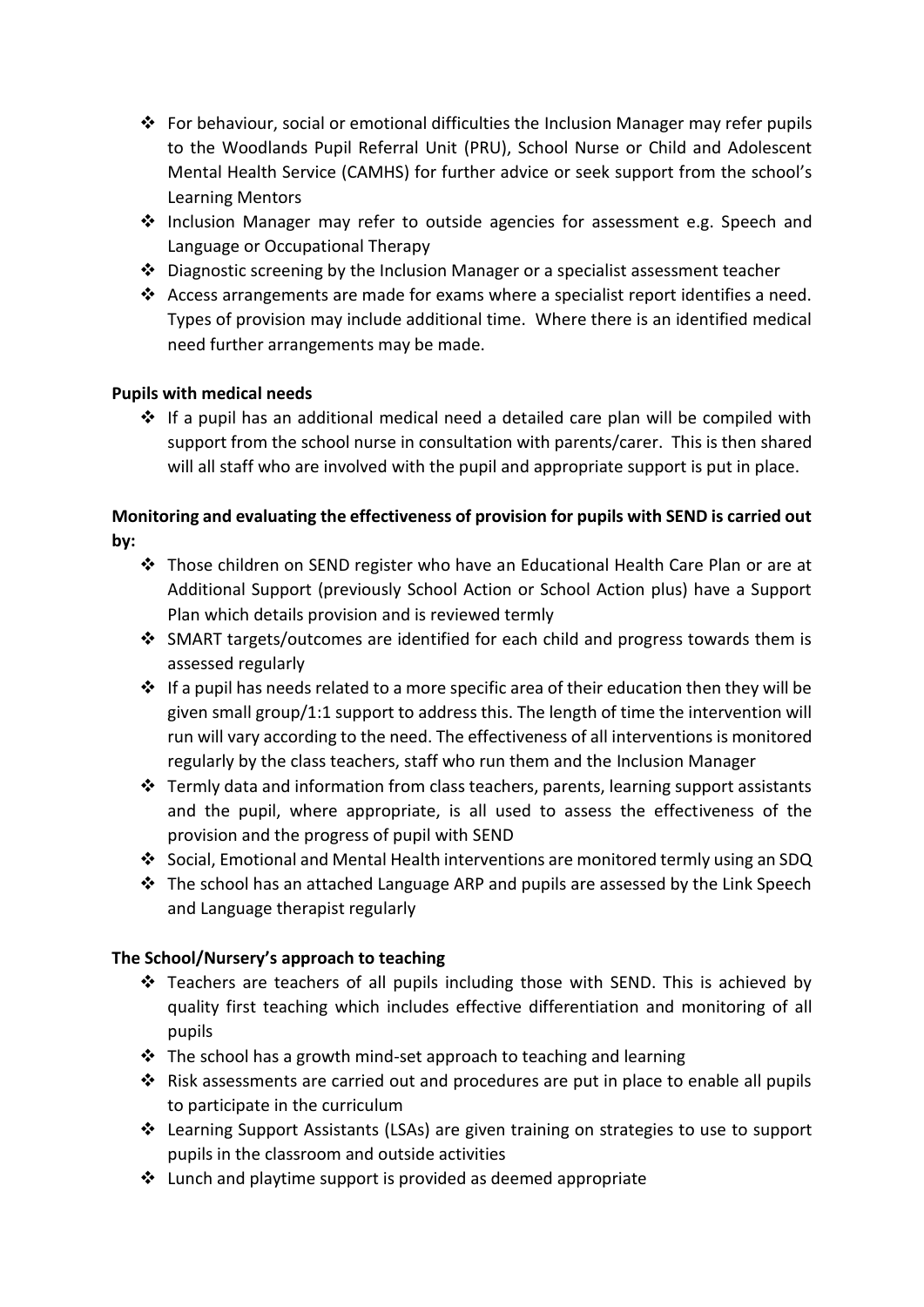- For behaviour, social or emotional difficulties the Inclusion Manager may refer pupils to the Woodlands Pupil Referral Unit (PRU), School Nurse or Child and Adolescent Mental Health Service (CAMHS) for further advice or seek support from the school's Learning Mentors
- Inclusion Manager may refer to outside agencies for assessment e.g. Speech and Language or Occupational Therapy
- Diagnostic screening by the Inclusion Manager or a specialist assessment teacher
- Access arrangements are made for exams where a specialist report identifies a need. Types of provision may include additional time. Where there is an identified medical need further arrangements may be made.

**Pupils with medical needs**

- If a pupil has an additional medical need a detailed care plan will be compiled with support from the school nurse in consultation with parents/carer. This is then shared will all staff who are involved with the pupil and appropriate support is put in place.

**Monitoring and evaluating the effectiveness of provision for pupils with SEND is carried out by:**

- Those children on SEND register who have an Educational Health Care Plan or are at Additional Support (previously School Action or School Action plus) have a Support Plan which details provision and is reviewed termly
- SMART targets/outcomes are identified for each child and progress towards them is assessed regularly
- If a pupil has needs related to a more specific area of their education then they will be given small group/1:1 support to address this. The length of time the intervention will run will vary according to the need. The effectiveness of all interventions is monitored regularly by the class teachers, staff who run them and the Inclusion Manager
- Termly data and information from class teachers, parents, learning support assistants and the pupil, where appropriate, is all used to assess the effectiveness of the provision and the progress of pupil with SEND
- Social, Emotional and Mental Health interventions are monitored termly using an SDQ
- The school has an attached Language ARP and pupils are assessed by the Link Speech and Language therapist regularly

**The School/Nursery's approach to teaching**

- Teachers are teachers of all pupils including those with SEND. This is achieved by quality first teaching which includes effective differentiation and monitoring of all pupils
- The school has a growth mind-set approach to teaching and learning
- Risk assessments are carried out and procedures are put in place to enable all pupils to participate in the curriculum
- Learning Support Assistants (LSAs) are given training on strategies to use to support pupils in the classroom and outside activities
- Lunch and playtime support is provided as deemed appropriate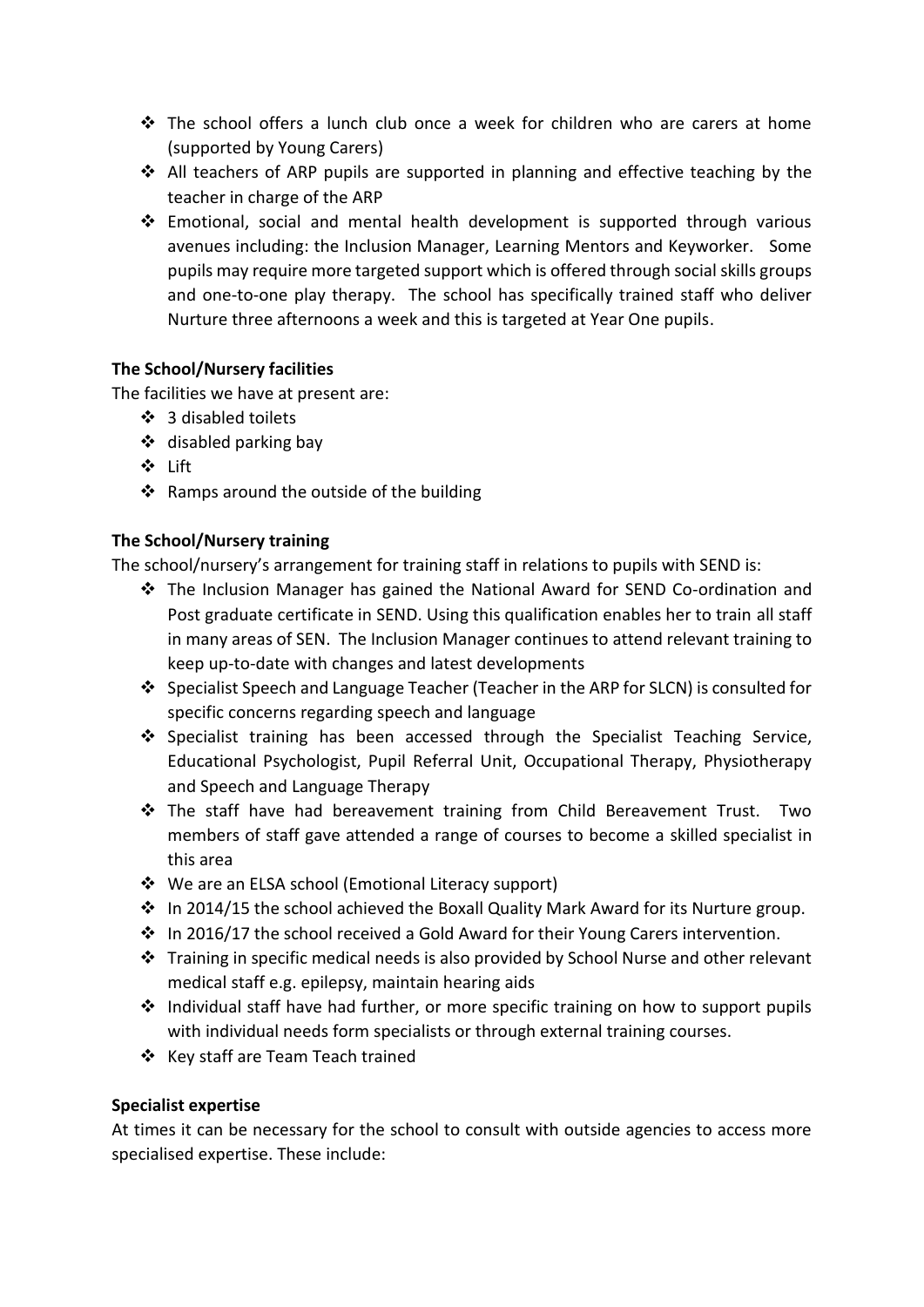- The school offers a lunch club once a week for children who are carers at home (supported by Young Carers)
- All teachers of ARP pupils are supported in planning and effective teaching by the teacher in charge of the ARP
- Emotional, social and mental health development is supported through various avenues including: the Inclusion Manager, Learning Mentors and Keyworker. Some pupils may require more targeted support which is offered through social skills groups and one-to-one play therapy. The school has specifically trained staff who deliver Nurture three afternoons a week and this is targeted at Year One pupils.

**The School/Nursery facilities**

The facilities we have at present are:

- 3 disabled toilets
- disabled parking bay
- Lift
- Ramps around the outside of the building

**The School/Nursery training**

The school/nursery's arrangement for training staff in relations to pupils with SEND is:

- The Inclusion Manager has gained the National Award for SEND Co-ordination and Post graduate certificate in SEND. Using this qualification enables her to train all staff in many areas of SEN. The Inclusion Manager continues to attend relevant training to keep up-to-date with changes and latest developments
- Specialist Speech and Language Teacher (Teacher in the ARP for SLCN) is consulted for specific concerns regarding speech and language
- Specialist training has been accessed through the Specialist Teaching Service, Educational Psychologist, Pupil Referral Unit, Occupational Therapy, Physiotherapy and Speech and Language Therapy
- The staff have had bereavement training from Child Bereavement Trust. Two members of staff gave attended a range of courses to become a skilled specialist in this area
- We are an ELSA school (Emotional Literacy support)
- In 2014/15 the school achieved the Boxall Quality Mark Award for its Nurture group.
- In 2016/17 the school received a Gold Award for their Young Carers intervention.
- Training in specific medical needs is also provided by School Nurse and other relevant medical staff e.g. epilepsy, maintain hearing aids
- Individual staff have had further, or more specific training on how to support pupils with individual needs form specialists or through external training courses.
- Key staff are Team Teach trained

**Specialist expertise**

At times it can be necessary for the school to consult with outside agencies to access more specialised expertise. These include: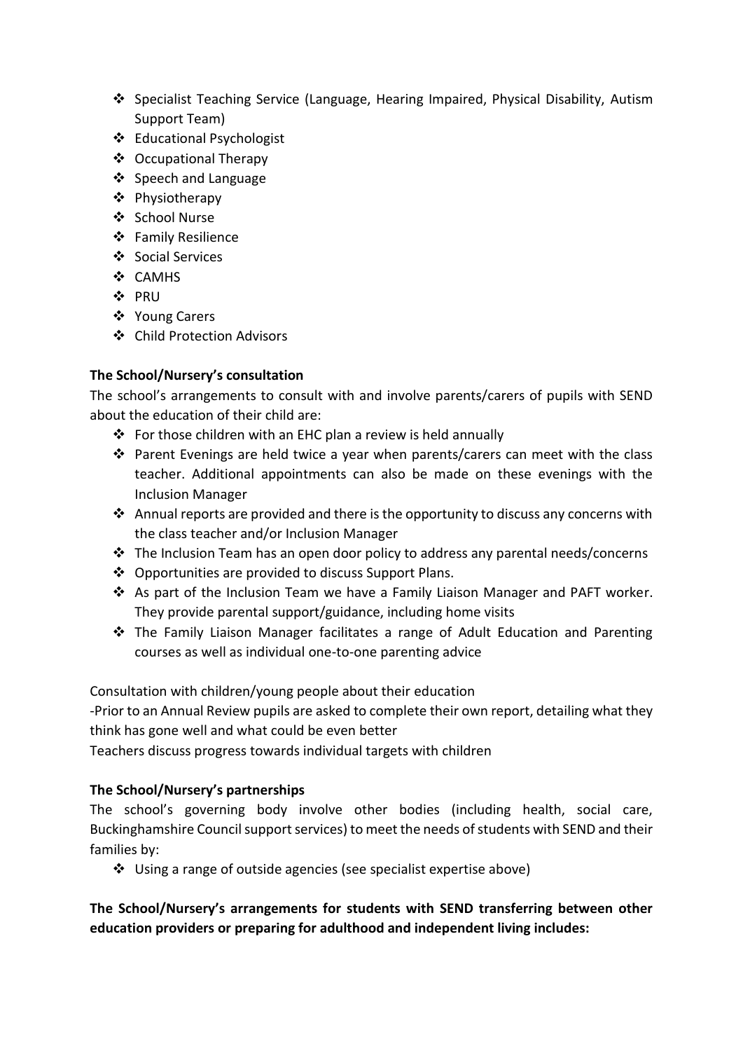- Specialist Teaching Service (Language, Hearing Impaired, Physical Disability, Autism Support Team)
- Educational Psychologist
- Occupational Therapy
- Speech and Language
- Physiotherapy
- School Nurse
- Family Resilience
- Social Services
- CAMHS
- PRU
- Young Carers
- Child Protection Advisors

**The School/Nursery's consultation**

The school's arrangements to consult with and involve parents/carers of pupils with SEND about the education of their child are:

- For those children with an EHC plan a review is held annually
- Parent Evenings are held twice a year when parents/carers can meet with the class teacher. Additional appointments can also be made on these evenings with the Inclusion Manager
- Annual reports are provided and there is the opportunity to discuss any concerns with the class teacher and/or Inclusion Manager
- The Inclusion Team has an open door policy to address any parental needs/concerns
- Opportunities are provided to discuss Support Plans.
- As part of the Inclusion Team we have a Family Liaison Manager and PAFT worker. They provide parental support/guidance, including home visits
- The Family Liaison Manager facilitates a range of Adult Education and Parenting courses as well as individual one-to-one parenting advice

Consultation with children/young people about their education

-Prior to an Annual Review pupils are asked to complete their own report, detailing what they think has gone well and what could be even better

Teachers discuss progress towards individual targets with children

**The School/Nursery's partnerships**

The school's governing body involve other bodies (including health, social care, Buckinghamshire Council support services) to meet the needs of students with SEND and their families by:

- Using a range of outside agencies (see specialist expertise above)

**The School/Nursery's arrangements for students with SEND transferring between other education providers or preparing for adulthood and independent living includes:**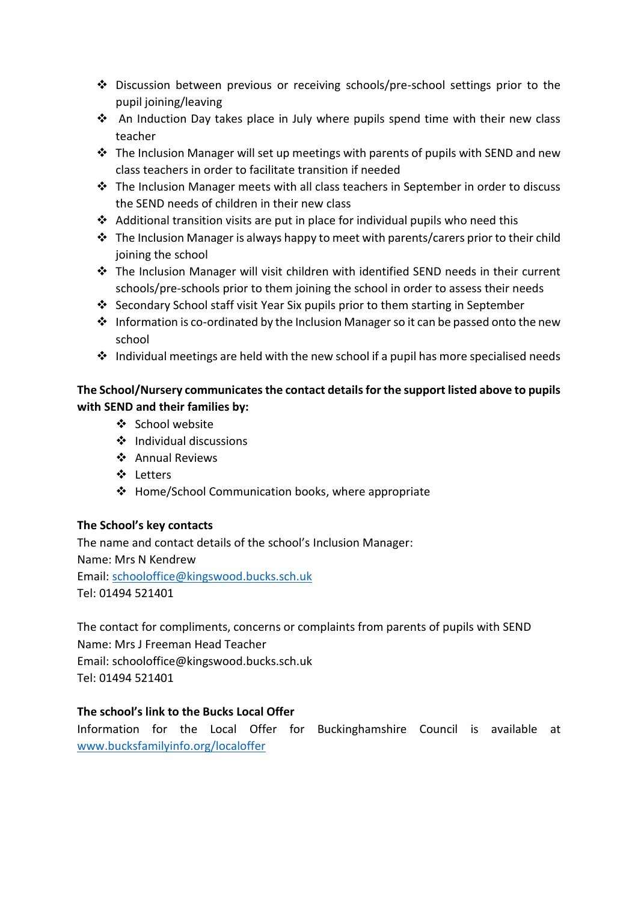- Discussion between previous or receiving schools/pre-school settings prior to the pupil joining/leaving
- An Induction Day takes place in July where pupils spend time with their new class teacher
- The Inclusion Manager will set up meetings with parents of pupils with SEND and new class teachers in order to facilitate transition if needed
- The Inclusion Manager meets with all class teachers in September in order to discuss the SEND needs of children in their new class
- Additional transition visits are put in place for individual pupils who need this
- The Inclusion Manager is always happy to meet with parents/carers prior to their child joining the school
- The Inclusion Manager will visit children with identified SEND needs in their current schools/pre-schools prior to them joining the school in order to assess their needs
- Secondary School staff visit Year Six pupils prior to them starting in September
- Information is co-ordinated by the Inclusion Manager so it can be passed onto the new school
- Individual meetings are held with the new school if a pupil has more specialised needs

**The School/Nursery communicates the contact details for the support listed above to pupils with SEND and their families by:**

- School website
- Individual discussions
- Annual Reviews
- Letters
- Home/School Communication books, where appropriate

**The School's key contacts**

The name and contact details of the school's Inclusion Manager:
Name: Mrs N Kendrew
Email: schooloffice@kingswood.bucks.sch.uk
Tel: 01494 521401

The contact for compliments, concerns or complaints from parents of pupils with SEND
Name: Mrs J Freeman Head Teacher
Email: schooloffice@kingswood.bucks.sch.uk
Tel: 01494 521401

**The school's link to the Bucks Local Offer**

Information for the Local Offer for Buckinghamshire Council is available at www.bucksfamilyinfo.org/localoffer